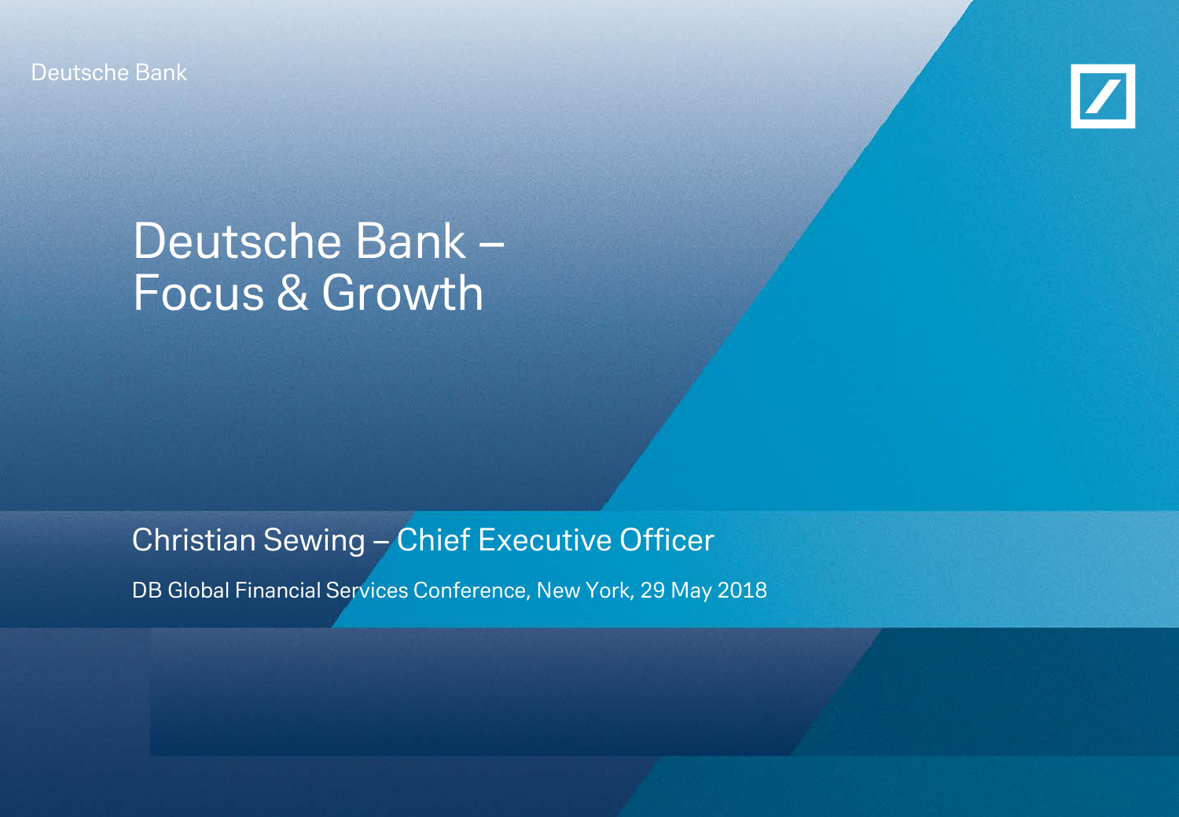Deutsche Bank

# Deutsche Bank – Focus & Growth

## Christian Sewing – Chief Executive Officer

DB Global Financial Services Conference, New York, 29 May 2018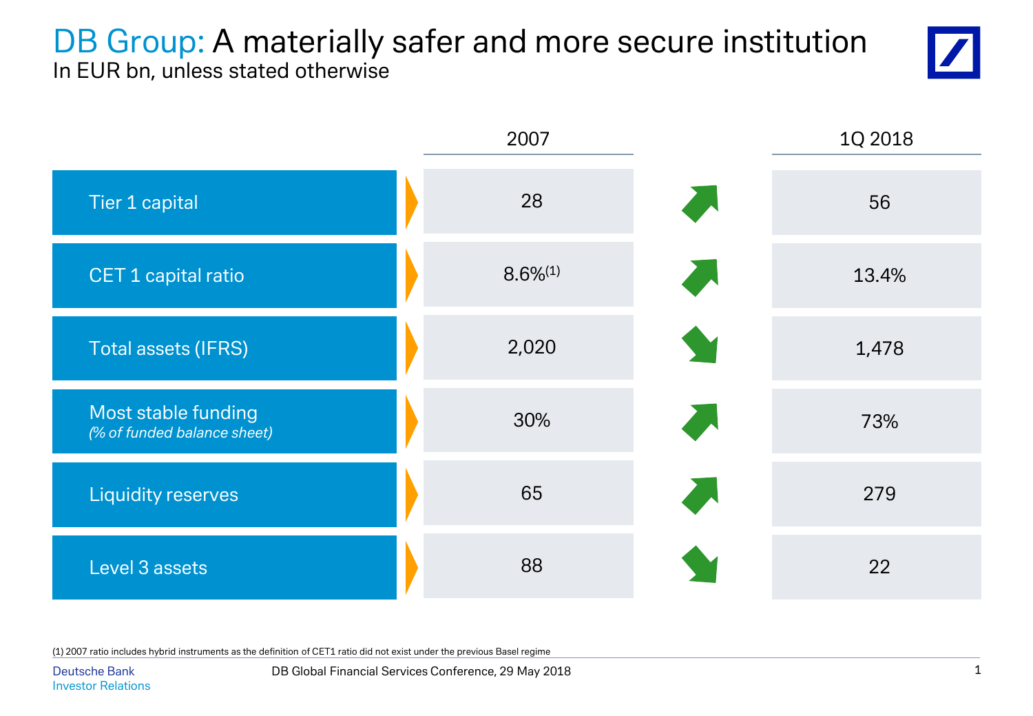# DB Group: A materially safer and more secure institution

In EUR bn, unless stated otherwise

| | 2007 | | 1Q 2018 |
|---|---|---|---|
| Tier 1 capital | 28 | ↑ | 56 |
| CET 1 capital ratio | 8.6%[(1)] | ↑ | 13.4% |
| Total assets (IFRS) | 2,020 | ↓ | 1,478 |
| Most stable funding *(% of funded balance sheet)* | 30% | ↑ | 73% |
| Liquidity reserves | 65 | ↑ | 279 |
| Level 3 assets | 88 | ↓ | 22 |

(1) 2007 ratio includes hybrid instruments as the definition of CET1 ratio did not exist under the previous Basel regime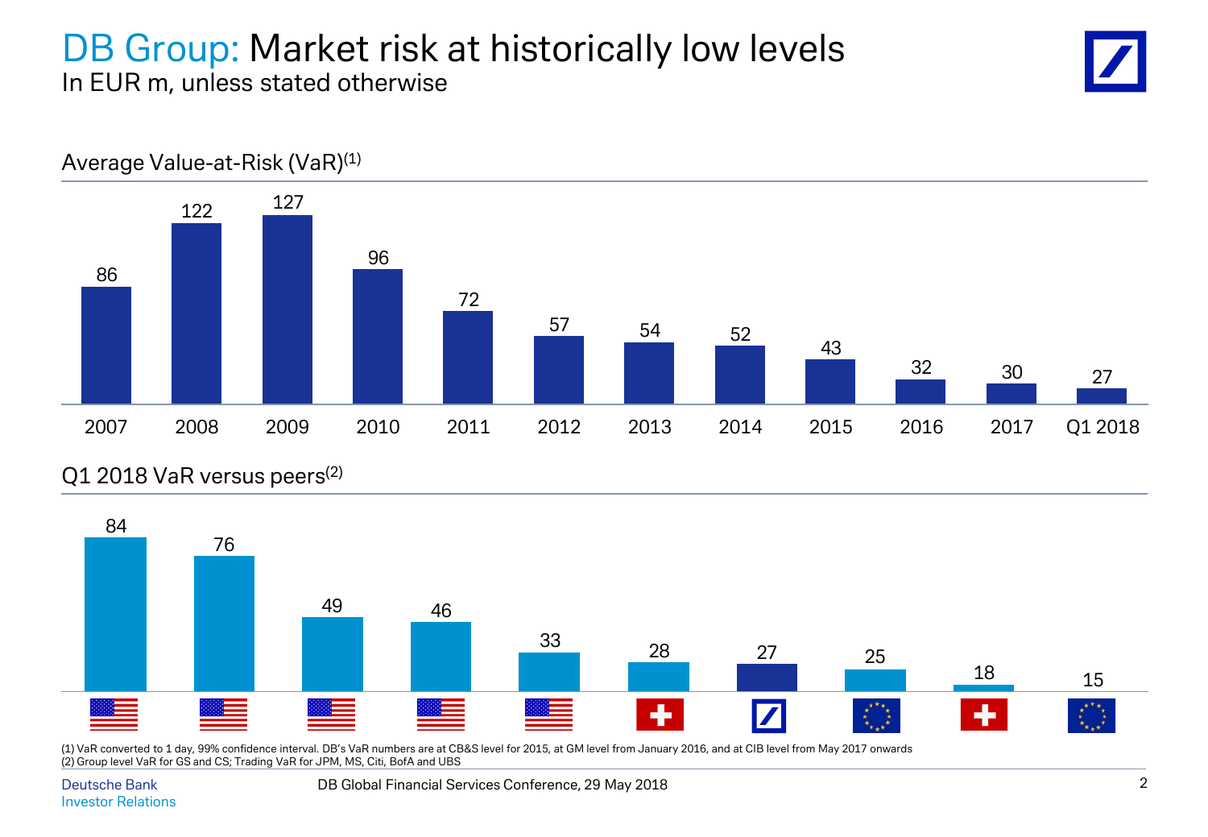# DB Group: Market risk at historically low levels

In EUR m, unless stated otherwise

## Average Value-at-Risk (VaR)[1]

| 2007 | 2008 | 2009 | 2010 | 2011 | 2012 | 2013 | 2014 | 2015 | 2016 | 2017 | Q1 2018 |
|---|---|---|---|---|---|---|---|---|---|---|---|
| 86 | 122 | 127 | 96 | 72 | 57 | 54 | 52 | 43 | 32 | 30 | 27 |

## Q1 2018 VaR versus peers[2]

| US | US | US | US | US | Switzerland | Deutsche Bank | EU | Switzerland | EU |
|---|---|---|---|---|---|---|---|---|---|
| 84 | 76 | 49 | 46 | 33 | 28 | 27 | 25 | 18 | 15 |

(1) VaR converted to 1 day, 99% confidence interval. DB's VaR numbers are at CB&S level for 2015, at GM level from January 2016, and at CIB level from May 2017 onwards
(2) Group level VaR for GS and CS; Trading VaR for JPM, MS, Citi, BofA and UBS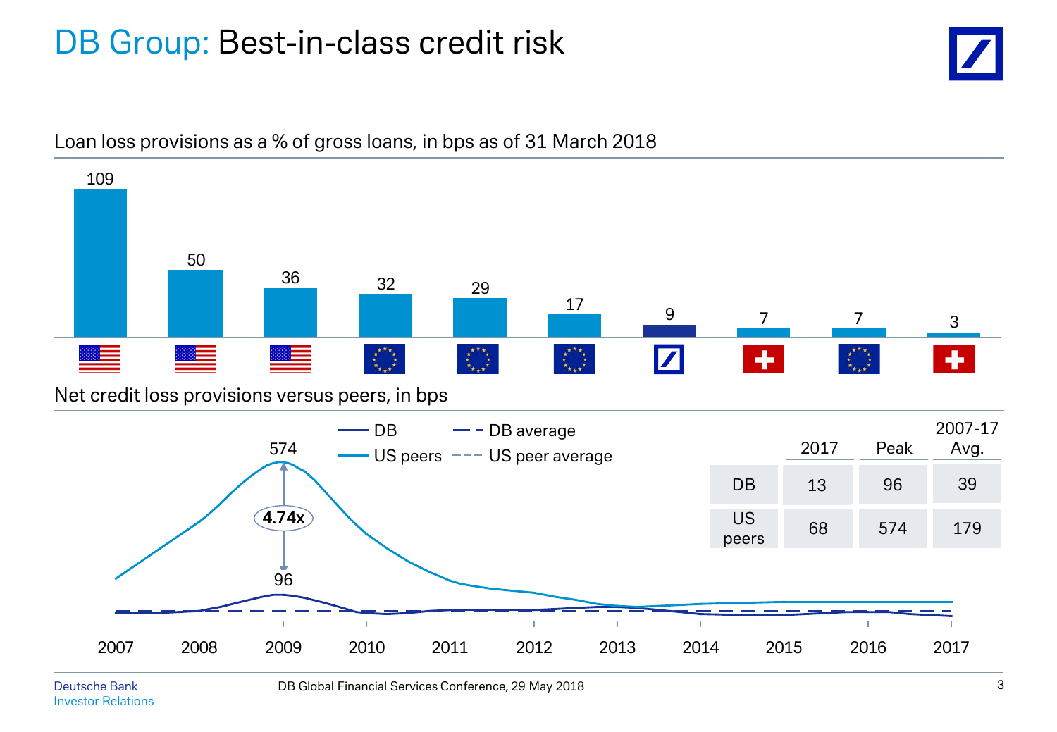# DB Group: Best-in-class credit risk

## Loan loss provisions as a % of gross loans, in bps as of 31 March 2018

| US | US | US | EU | EU | EU | DB | CH | EU | CH |
|---|---|---|---|---|---|---|---|---|---|
| 109 | 50 | 36 | 32 | 29 | 17 | 9 | 7 | 7 | 3 |

## Net credit loss provisions versus peers, in bps

DB — DB average — US peers — US peer average

574

4.74x

96

2007 2008 2009 2010 2011 2012 2013 2014 2015 2016 2017

| | 2017 | Peak | 2007-17 Avg. |
|---|---|---|---|
| DB | 13 | 96 | 39 |
| US peers | 68 | 574 | 179 |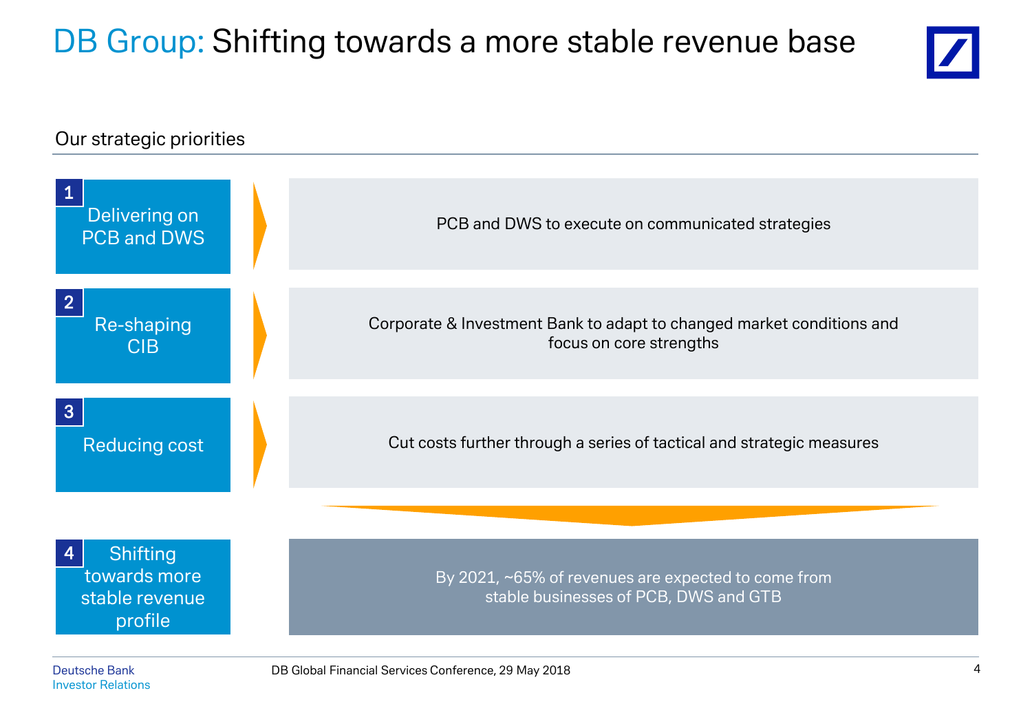# DB Group: Shifting towards a more stable revenue base

## Our strategic priorities

| Priority | Description |
|---|---|
| 1 Delivering on PCB and DWS | PCB and DWS to execute on communicated strategies |
| 2 Re-shaping CIB | Corporate & Investment Bank to adapt to changed market conditions and focus on core strengths |
| 3 Reducing cost | Cut costs further through a series of tactical and strategic measures |
| 4 Shifting towards more stable revenue profile | By 2021, ~65% of revenues are expected to come from stable businesses of PCB, DWS and GTB |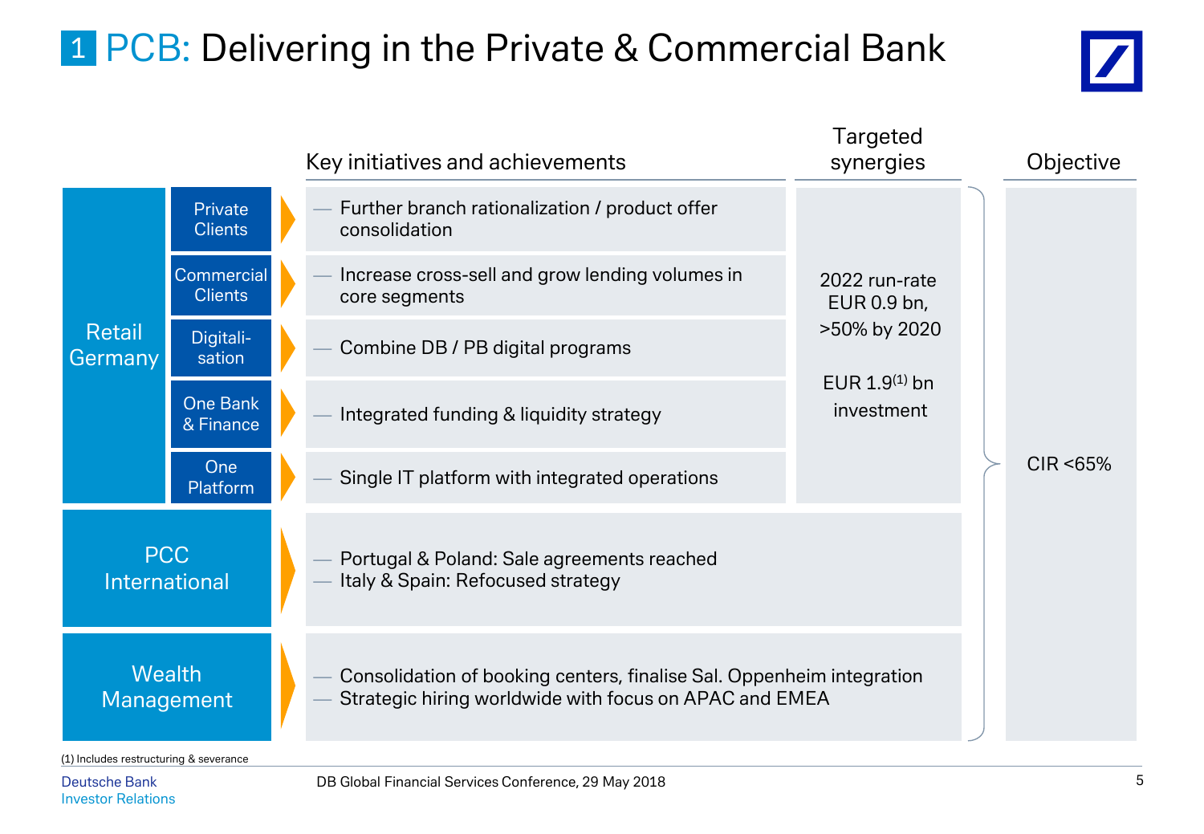# 1 PCB: Delivering in the Private & Commercial Bank

| | | Key initiatives and achievements | Targeted synergies | Objective |
|---|---|---|---|---|
| Retail Germany | Private Clients | — Further branch rationalization / product offer consolidation | 2022 run-rate EUR 0.9 bn, >50% by 2020<br><br>EUR 1.9[1] bn investment | CIR <65% |
| | Commercial Clients | — Increase cross-sell and grow lending volumes in core segments | | |
| | Digitali-sation | — Combine DB / PB digital programs | | |
| | One Bank & Finance | — Integrated funding & liquidity strategy | | |
| | One Platform | — Single IT platform with integrated operations | | |
| PCC International | | — Portugal & Poland: Sale agreements reached<br>— Italy & Spain: Refocused strategy | | |
| Wealth Management | | — Consolidation of booking centers, finalise Sal. Oppenheim integration<br>— Strategic hiring worldwide with focus on APAC and EMEA | | |

(1) Includes restructuring & severance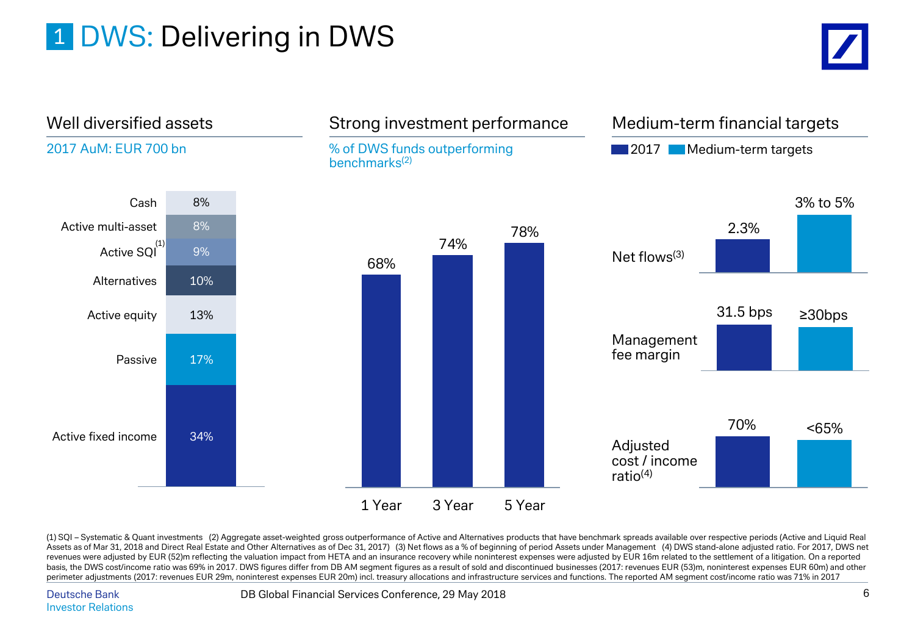# 1 DWS: Delivering in DWS

## Well diversified assets

2017 AuM: EUR 700 bn

| Asset class | Share |
|---|---|
| Cash | 8% |
| Active multi-asset | 8% |
| Active SQI[1] | 9% |
| Alternatives | 10% |
| Active equity | 13% |
| Passive | 17% |
| Active fixed income | 34% |

## Strong investment performance

% of DWS funds outperforming benchmarks[2]

| 1 Year | 3 Year | 5 Year |
|---|---|---|
| 68% | 74% | 78% |

## Medium-term financial targets

| | 2017 | Medium-term targets |
|---|---|---|
| Net flows[3] | 2.3% | 3% to 5% |
| Management fee margin | 31.5 bps | ≥30bps |
| Adjusted cost / income ratio[4] | 70% | <65% |

(1) SQI – Systematic & Quant investments (2) Aggregate asset-weighted gross outperformance of Active and Alternatives products that have benchmark spreads available over respective periods (Active and Liquid Real Assets as of Mar 31, 2018 and Direct Real Estate and Other Alternatives as of Dec 31, 2017) (3) Net flows as a % of beginning of period Assets under Management (4) DWS stand-alone adjusted ratio. For 2017, DWS net revenues were adjusted by EUR (52)m reflecting the valuation impact from HETA and an insurance recovery while noninterest expenses were adjusted by EUR 16m related to the settlement of a litigation. On a reported basis, the DWS cost/income ratio was 69% in 2017. DWS figures differ from DB AM segment figures as a result of sold and discontinued businesses (2017: revenues EUR (53)m, noninterest expenses EUR 60m) and other perimeter adjustments (2017: revenues EUR 29m, noninterest expenses EUR 20m) incl. treasury allocations and infrastructure services and functions. The reported AM segment cost/income ratio was 71% in 2017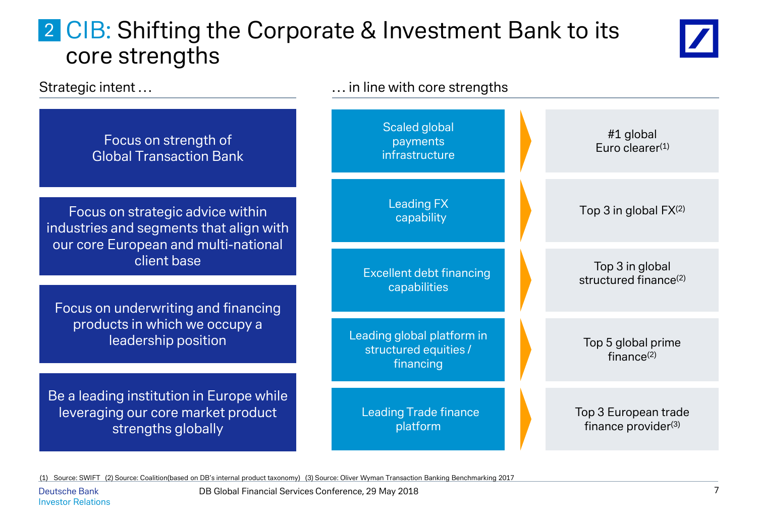# 2 CIB: Shifting the Corporate & Investment Bank to its core strengths

## Strategic intent …

- Focus on strength of Global Transaction Bank
- Focus on strategic advice within industries and segments that align with our core European and multi-national client base
- Focus on underwriting and financing products in which we occupy a leadership position
- Be a leading institution in Europe while leveraging our core market product strengths globally

## … in line with core strengths

| Core strength | Position |
|---|---|
| Scaled global payments infrastructure | #1 global Euro clearer[1] |
| Leading FX capability | Top 3 in global FX[2] |
| Excellent debt financing capabilities | Top 3 in global structured finance[2] |
| Leading global platform in structured equities / financing | Top 5 global prime finance[2] |
| Leading Trade finance platform | Top 3 European trade finance provider[3] |

(1) Source: SWIFT (2) Source: Coalition(based on DB's internal product taxonomy) (3) Source: Oliver Wyman Transaction Banking Benchmarking 2017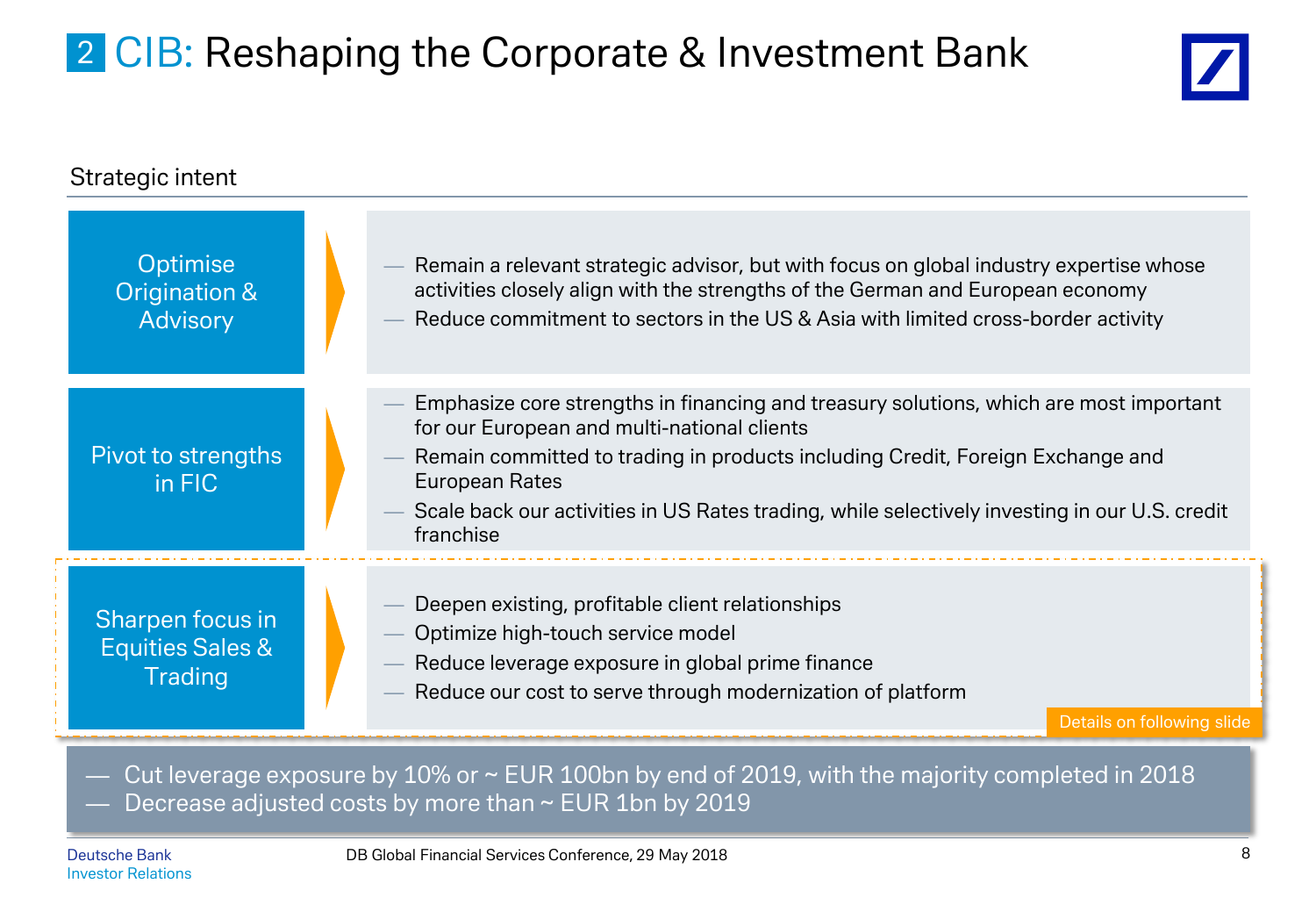# 2 CIB: Reshaping the Corporate & Investment Bank

## Strategic intent

**Optimise Origination & Advisory**

- Remain a relevant strategic advisor, but with focus on global industry expertise whose activities closely align with the strengths of the German and European economy
- Reduce commitment to sectors in the US & Asia with limited cross-border activity

**Pivot to strengths in FIC**

- Emphasize core strengths in financing and treasury solutions, which are most important for our European and multi-national clients
- Remain committed to trading in products including Credit, Foreign Exchange and European Rates
- Scale back our activities in US Rates trading, while selectively investing in our U.S. credit franchise

**Sharpen focus in Equities Sales & Trading**

- Deepen existing, profitable client relationships
- Optimize high-touch service model
- Reduce leverage exposure in global prime finance
- Reduce our cost to serve through modernization of platform

Details on following slide

- Cut leverage exposure by 10% or ~ EUR 100bn by end of 2019, with the majority completed in 2018
- Decrease adjusted costs by more than ~ EUR 1bn by 2019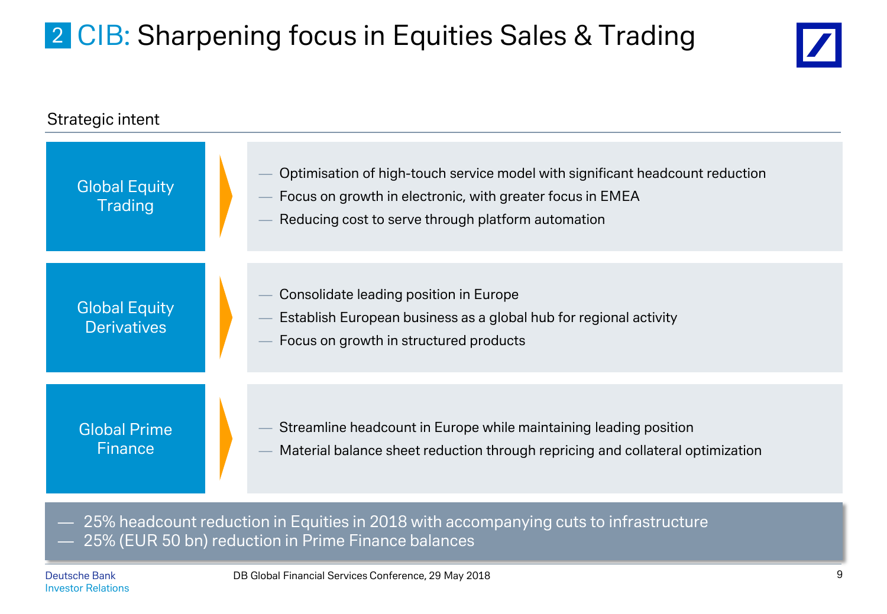# 2 CIB: Sharpening focus in Equities Sales & Trading

## Strategic intent

### Global Equity Trading

- Optimisation of high-touch service model with significant headcount reduction
- Focus on growth in electronic, with greater focus in EMEA
- Reducing cost to serve through platform automation

### Global Equity Derivatives

- Consolidate leading position in Europe
- Establish European business as a global hub for regional activity
- Focus on growth in structured products

### Global Prime Finance

- Streamline headcount in Europe while maintaining leading position
- Material balance sheet reduction through repricing and collateral optimization

---

- 25% headcount reduction in Equities in 2018 with accompanying cuts to infrastructure
- 25% (EUR 50 bn) reduction in Prime Finance balances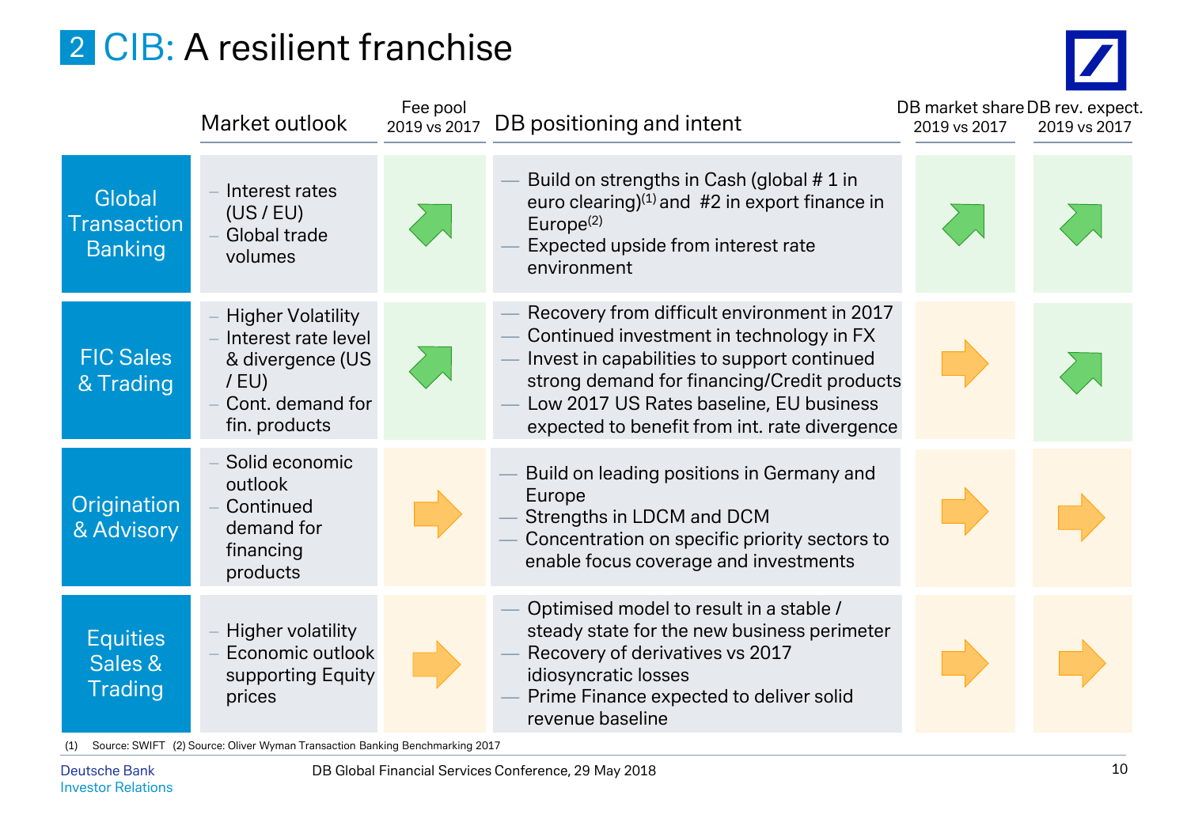# 2 CIB: A resilient franchise

| | Market outlook | Fee pool 2019 vs 2017 | DB positioning and intent | DB market share 2019 vs 2017 | DB rev. expect. 2019 vs 2017 |
|---|---|---|---|---|---|
| Global Transaction Banking | – Interest rates (US / EU)<br>– Global trade volumes | ↗ | — Build on strengths in Cash (global # 1 in euro clearing)[1] and #2 in export finance in Europe[2]<br>— Expected upside from interest rate environment | ↗ | ↗ |
| FIC Sales & Trading | – Higher Volatility<br>– Interest rate level & divergence (US / EU)<br>– Cont. demand for fin. products | ↗ | — Recovery from difficult environment in 2017<br>— Continued investment in technology in FX<br>— Invest in capabilities to support continued strong demand for financing/Credit products<br>— Low 2017 US Rates baseline, EU business expected to benefit from int. rate divergence | → | ↗ |
| Origination & Advisory | – Solid economic outlook<br>– Continued demand for financing products | → | — Build on leading positions in Germany and Europe<br>— Strengths in LDCM and DCM<br>— Concentration on specific priority sectors to enable focus coverage and investments | → | → |
| Equities Sales & Trading | – Higher volatility<br>– Economic outlook supporting Equity prices | → | — Optimised model to result in a stable / steady state for the new business perimeter<br>— Recovery of derivatives vs 2017 idiosyncratic losses<br>— Prime Finance expected to deliver solid revenue baseline | → | → |

(1) Source: SWIFT (2) Source: Oliver Wyman Transaction Banking Benchmarking 2017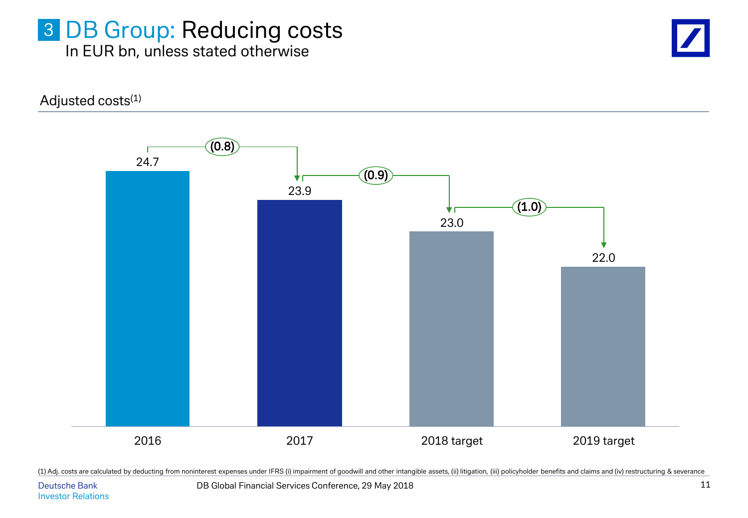# 3 DB Group: Reducing costs

In EUR bn, unless stated otherwise

## Adjusted costs[1]

| | 2016 | 2017 | 2018 target | 2019 target |
|---|---|---|---|---|
| Adjusted costs | 24.7 | 23.9 | 23.0 | 22.0 |
| Change vs. prior year | | (0.8) | (0.9) | (1.0) |

(1) Adj. costs are calculated by deducting from noninterest expenses under IFRS (i) impairment of goodwill and other intangible assets, (ii) litigation, (iii) policyholder benefits and claims and (iv) restructuring & severance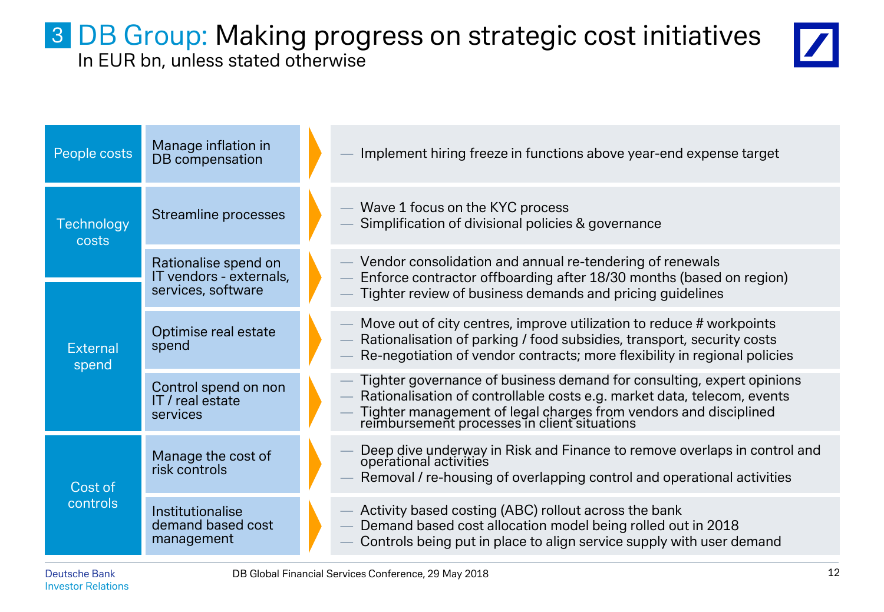# 3 DB Group: Making progress on strategic cost initiatives

In EUR bn, unless stated otherwise

| Category | Initiative | Actions |
|---|---|---|
| People costs | Manage inflation in DB compensation | — Implement hiring freeze in functions above year-end expense target |
| Technology costs | Streamline processes | — Wave 1 focus on the KYC process<br>— Simplification of divisional policies & governance |
| Technology costs / External spend | Rationalise spend on IT vendors - externals, services, software | — Vendor consolidation and annual re-tendering of renewals<br>— Enforce contractor offboarding after 18/30 months (based on region)<br>— Tighter review of business demands and pricing guidelines |
| External spend | Optimise real estate spend | — Move out of city centres, improve utilization to reduce # workpoints<br>— Rationalisation of parking / food subsidies, transport, security costs<br>— Re-negotiation of vendor contracts; more flexibility in regional policies |
| External spend | Control spend on non IT / real estate services | — Tighter governance of business demand for consulting, expert opinions<br>— Rationalisation of controllable costs e.g. market data, telecom, events<br>— Tighter management of legal charges from vendors and disciplined reimbursement processes in client situations |
| Cost of controls | Manage the cost of risk controls | — Deep dive underway in Risk and Finance to remove overlaps in control and operational activities<br>— Removal / re-housing of overlapping control and operational activities |
| Cost of controls | Institutionalise demand based cost management | — Activity based costing (ABC) rollout across the bank<br>— Demand based cost allocation model being rolled out in 2018<br>— Controls being put in place to align service supply with user demand |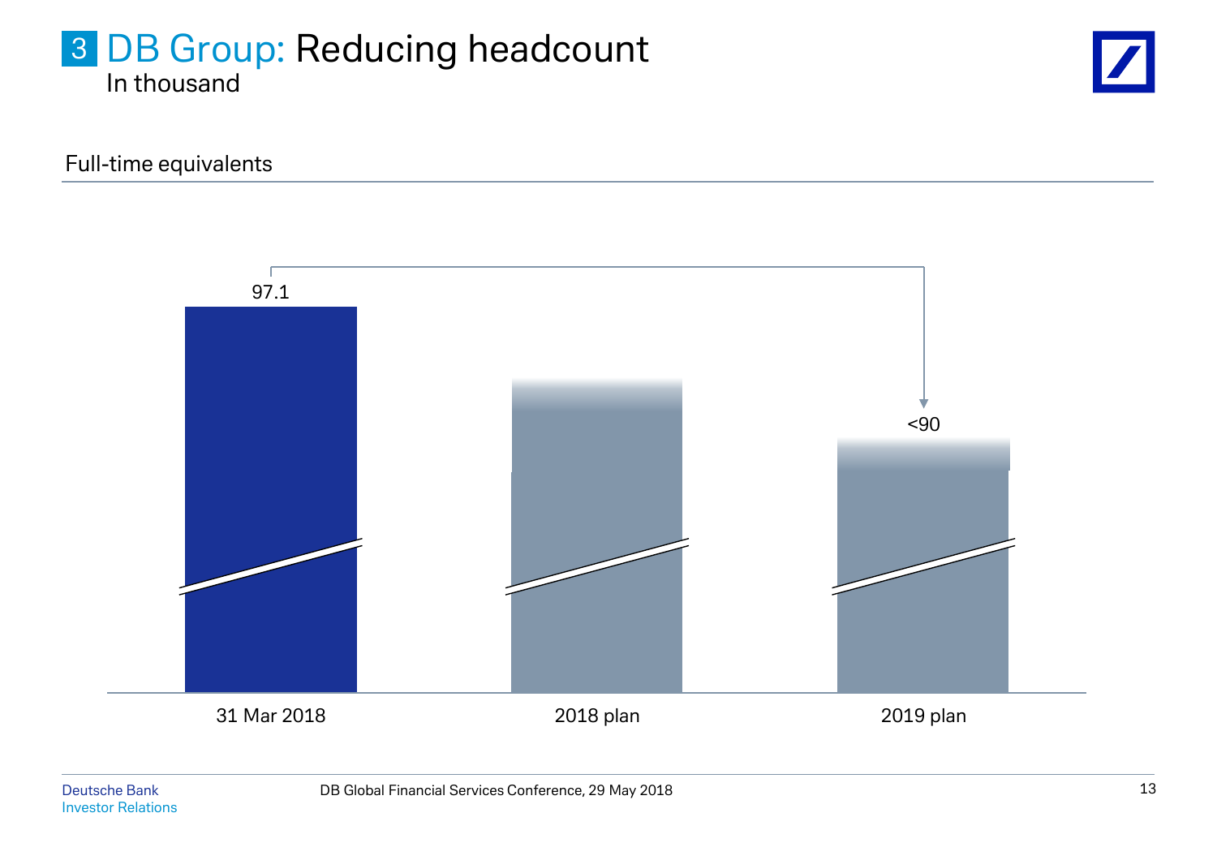# 3 DB Group: Reducing headcount

In thousand

Full-time equivalents

| | 31 Mar 2018 | 2018 plan | 2019 plan |
|---|---|---|---|
| Full-time equivalents | 97.1 | | <90 |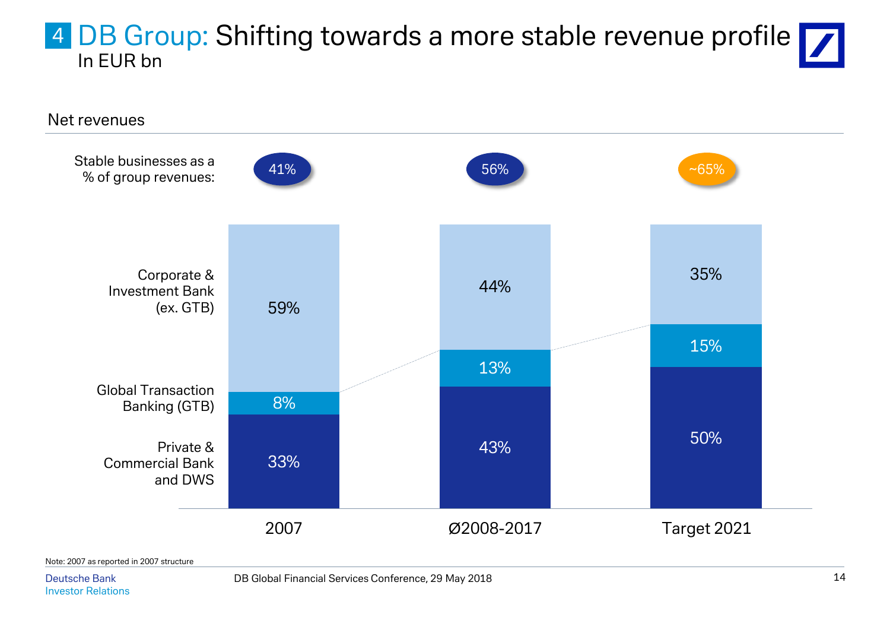# 4 DB Group: Shifting towards a more stable revenue profile

In EUR bn

## Net revenues

| | 2007 | Ø2008-2017 | Target 2021 |
|---|---|---|---|
| Stable businesses as a % of group revenues: | 41% | 56% | ~65% |
| Corporate & Investment Bank (ex. GTB) | 59% | 44% | 35% |
| Global Transaction Banking (GTB) | 8% | 13% | 15% |
| Private & Commercial Bank and DWS | 33% | 43% | 50% |

Note: 2007 as reported in 2007 structure

Deutsche Bank Investor Relations

DB Global Financial Services Conference, 29 May 2018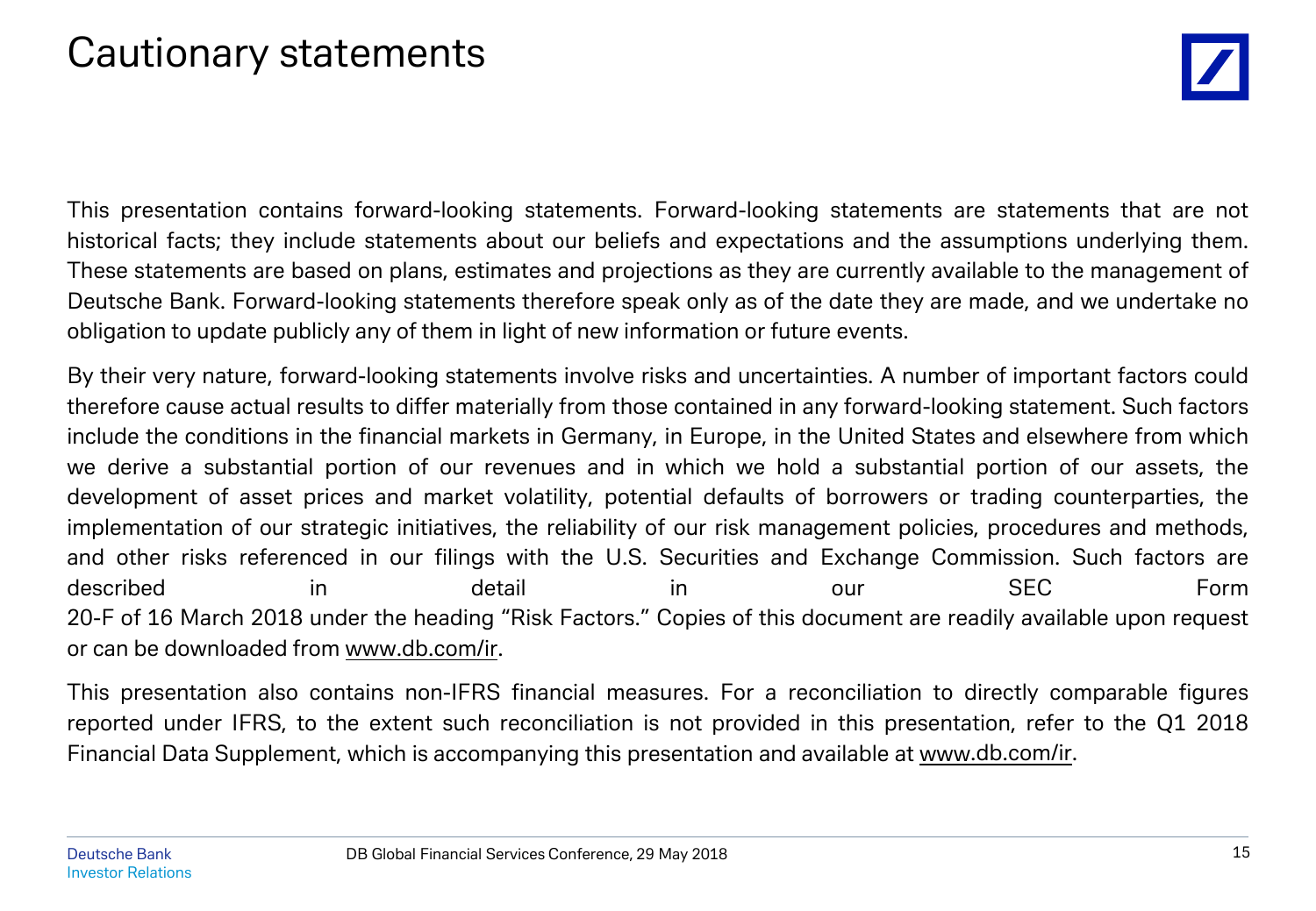# Cautionary statements

This presentation contains forward-looking statements. Forward-looking statements are statements that are not historical facts; they include statements about our beliefs and expectations and the assumptions underlying them. These statements are based on plans, estimates and projections as they are currently available to the management of Deutsche Bank. Forward-looking statements therefore speak only as of the date they are made, and we undertake no obligation to update publicly any of them in light of new information or future events.

By their very nature, forward-looking statements involve risks and uncertainties. A number of important factors could therefore cause actual results to differ materially from those contained in any forward-looking statement. Such factors include the conditions in the financial markets in Germany, in Europe, in the United States and elsewhere from which we derive a substantial portion of our revenues and in which we hold a substantial portion of our assets, the development of asset prices and market volatility, potential defaults of borrowers or trading counterparties, the implementation of our strategic initiatives, the reliability of our risk management policies, procedures and methods, and other risks referenced in our filings with the U.S. Securities and Exchange Commission. Such factors are described in detail in our SEC Form 20-F of 16 March 2018 under the heading "Risk Factors." Copies of this document are readily available upon request or can be downloaded from www.db.com/ir.

This presentation also contains non-IFRS financial measures. For a reconciliation to directly comparable figures reported under IFRS, to the extent such reconciliation is not provided in this presentation, refer to the Q1 2018 Financial Data Supplement, which is accompanying this presentation and available at www.db.com/ir.